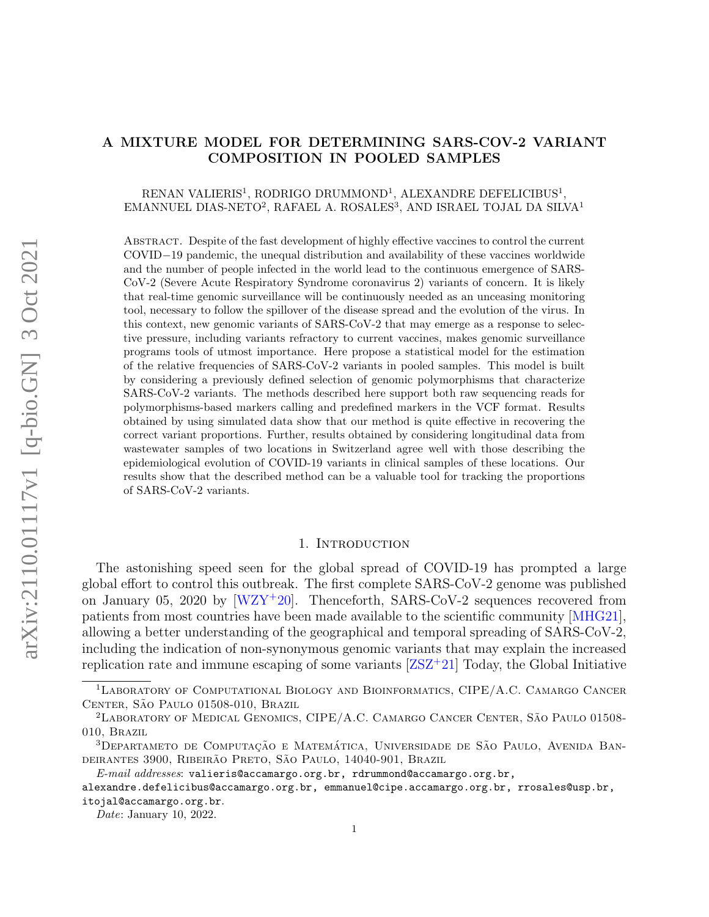# A MIXTURE MODEL FOR DETERMINING SARS-COV-2 VARIANT COMPOSITION IN POOLED SAMPLES

RENAN VALIERIS[1], RODRIGO DRUMMOND[1], ALEXANDRE DEFELICIBUS[1], EMANNUEL DIAS-NETO[2], RAFAEL A. ROSALES[3], AND ISRAEL TOJAL DA SILVA[1]

Abstract. Despite of the fast development of highly effective vaccines to control the current COVID−19 pandemic, the unequal distribution and availability of these vaccines worldwide and the number of people infected in the world lead to the continuous emergence of SARS-CoV-2 (Severe Acute Respiratory Syndrome coronavirus 2) variants of concern. It is likely that real-time genomic surveillance will be continuously needed as an unceasing monitoring tool, necessary to follow the spillover of the disease spread and the evolution of the virus. In this context, new genomic variants of SARS-CoV-2 that may emerge as a response to selective pressure, including variants refractory to current vaccines, makes genomic surveillance programs tools of utmost importance. Here propose a statistical model for the estimation of the relative frequencies of SARS-CoV-2 variants in pooled samples. This model is built by considering a previously defined selection of genomic polymorphisms that characterize SARS-CoV-2 variants. The methods described here support both raw sequencing reads for polymorphisms-based markers calling and predefined markers in the VCF format. Results obtained by using simulated data show that our method is quite effective in recovering the correct variant proportions. Further, results obtained by considering longitudinal data from wastewater samples of two locations in Switzerland agree well with those describing the epidemiological evolution of COVID-19 variants in clinical samples of these locations. Our results show that the described method can be a valuable tool for tracking the proportions of SARS-CoV-2 variants.

## 1. Introduction

The astonishing speed seen for the global spread of COVID-19 has prompted a large global effort to control this outbreak. The first complete SARS-CoV-2 genome was published on January 05, 2020 by [WZY+20]. Thenceforth, SARS-CoV-2 sequences recovered from patients from most countries have been made available to the scientific community [MHG21], allowing a better understanding of the geographical and temporal spreading of SARS-CoV-2, including the indication of non-synonymous genomic variants that may explain the increased replication rate and immune escaping of some variants [ZSZ+21] Today, the Global Initiative

---

[1] Laboratory of Computational Biology and Bioinformatics, CIPE/A.C. Camargo Cancer Center, São Paulo 01508-010, Brazil

[2] Laboratory of Medical Genomics, CIPE/A.C. Camargo Cancer Center, São Paulo 01508-010, Brazil

[3] Departameto de Computação e Matemática, Universidade de São Paulo, Avenida Bandeirantes 3900, Ribeirão Preto, São Paulo, 14040-901, Brazil

*E-mail addresses*: valieris@accamargo.org.br, rdrummond@accamargo.org.br, alexandre.defelicibus@accamargo.org.br, emmanuel@cipe.accamargo.org.br, rrosales@usp.br, itojal@accamargo.org.br.

*Date*: January 10, 2022.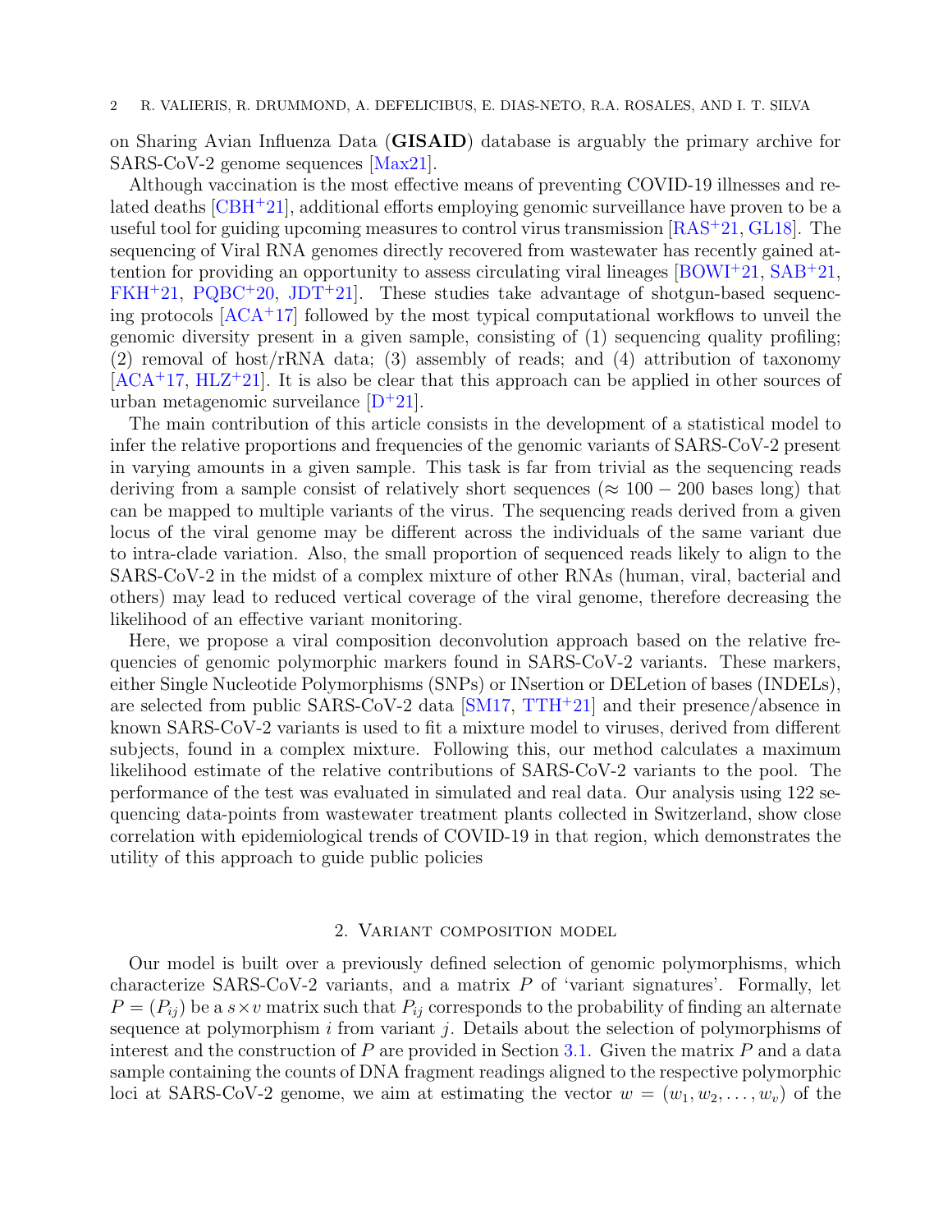on Sharing Avian Influenza Data (**GISAID**) database is arguably the primary archive for SARS-CoV-2 genome sequences [Max21].

Although vaccination is the most effective means of preventing COVID-19 illnesses and related deaths [CBH+21], additional efforts employing genomic surveillance have proven to be a useful tool for guiding upcoming measures to control virus transmission [RAS+21, GL18]. The sequencing of Viral RNA genomes directly recovered from wastewater has recently gained attention for providing an opportunity to assess circulating viral lineages [BOWI+21, SAB+21, FKH+21, PQBC+20, JDT+21]. These studies take advantage of shotgun-based sequencing protocols [ACA+17] followed by the most typical computational workflows to unveil the genomic diversity present in a given sample, consisting of (1) sequencing quality profiling; (2) removal of host/rRNA data; (3) assembly of reads; and (4) attribution of taxonomy [ACA+17, HLZ+21]. It is also be clear that this approach can be applied in other sources of urban metagenomic surveilance [D+21].

The main contribution of this article consists in the development of a statistical model to infer the relative proportions and frequencies of the genomic variants of SARS-CoV-2 present in varying amounts in a given sample. This task is far from trivial as the sequencing reads deriving from a sample consist of relatively short sequences ($\approx 100-200$ bases long) that can be mapped to multiple variants of the virus. The sequencing reads derived from a given locus of the viral genome may be different across the individuals of the same variant due to intra-clade variation. Also, the small proportion of sequenced reads likely to align to the SARS-CoV-2 in the midst of a complex mixture of other RNAs (human, viral, bacterial and others) may lead to reduced vertical coverage of the viral genome, therefore decreasing the likelihood of an effective variant monitoring.

Here, we propose a viral composition deconvolution approach based on the relative frequencies of genomic polymorphic markers found in SARS-CoV-2 variants. These markers, either Single Nucleotide Polymorphisms (SNPs) or INsertion or DELetion of bases (INDELs), are selected from public SARS-CoV-2 data [SM17, TTH+21] and their presence/absence in known SARS-CoV-2 variants is used to fit a mixture model to viruses, derived from different subjects, found in a complex mixture. Following this, our method calculates a maximum likelihood estimate of the relative contributions of SARS-CoV-2 variants to the pool. The performance of the test was evaluated in simulated and real data. Our analysis using 122 sequencing data-points from wastewater treatment plants collected in Switzerland, show close correlation with epidemiological trends of COVID-19 in that region, which demonstrates the utility of this approach to guide public policies

## 2. Variant composition model

Our model is built over a previously defined selection of genomic polymorphisms, which characterize SARS-CoV-2 variants, and a matrix $P$ of 'variant signatures'. Formally, let $P = (P_{ij})$ be a $s \times v$ matrix such that $P_{ij}$ corresponds to the probability of finding an alternate sequence at polymorphism $i$ from variant $j$. Details about the selection of polymorphisms of interest and the construction of $P$ are provided in Section 3.1. Given the matrix $P$ and a data sample containing the counts of DNA fragment readings aligned to the respective polymorphic loci at SARS-CoV-2 genome, we aim at estimating the vector $w = (w_1, w_2, \ldots, w_v)$ of the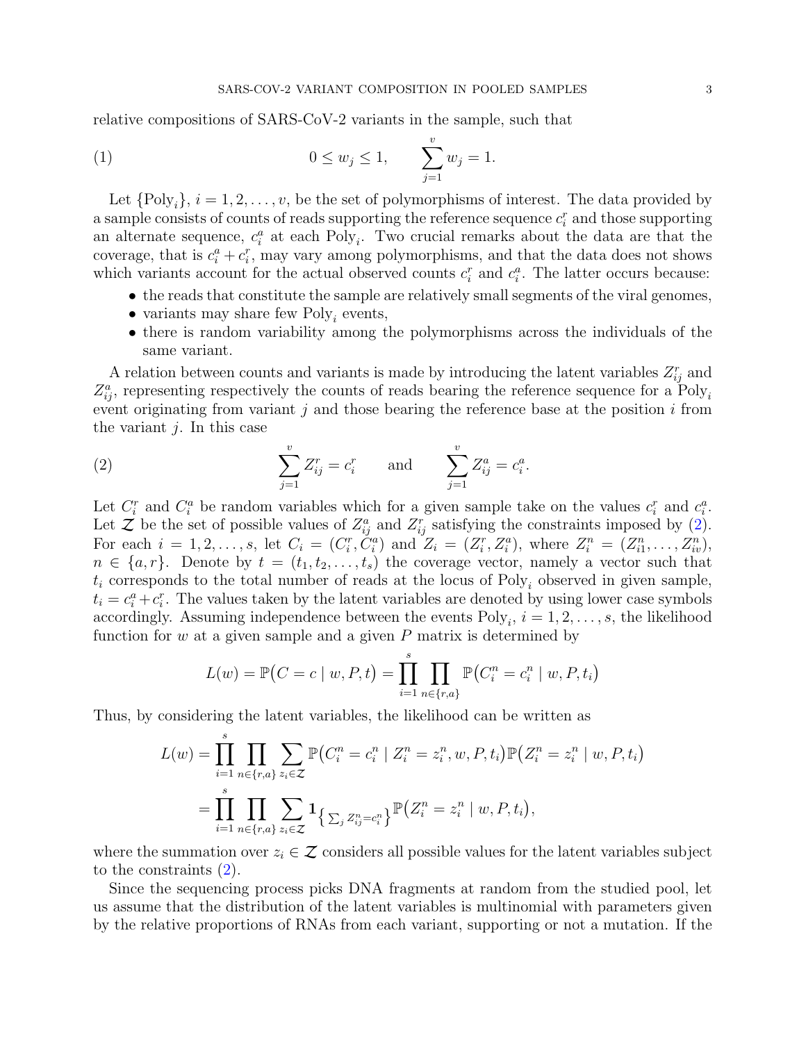relative compositions of SARS-CoV-2 variants in the sample, such that

$$0 \le w_j \le 1, \qquad \sum_{j=1}^{v} w_j = 1. \tag{1}$$

Let $\{\text{Poly}_i\}$, $i = 1, 2, \dots, v$, be the set of polymorphisms of interest. The data provided by a sample consists of counts of reads supporting the reference sequence $c_i^r$ and those supporting an alternate sequence, $c_i^a$ at each $\text{Poly}_i$. Two crucial remarks about the data are that the coverage, that is $c_i^a + c_i^r$, may vary among polymorphisms, and that the data does not shows which variants account for the actual observed counts $c_i^r$ and $c_i^a$. The latter occurs because:

- the reads that constitute the sample are relatively small segments of the viral genomes,
- variants may share few $\text{Poly}_i$ events,
- there is random variability among the polymorphisms across the individuals of the same variant.

A relation between counts and variants is made by introducing the latent variables $Z_{ij}^r$ and $Z_{ij}^a$, representing respectively the counts of reads bearing the reference sequence for a $\text{Poly}_i$ event originating from variant $j$ and those bearing the reference base at the position $i$ from the variant $j$. In this case

$$\sum_{j=1}^{v} Z_{ij}^r = c_i^r \qquad \text{and} \qquad \sum_{j=1}^{v} Z_{ij}^a = c_i^a. \tag{2}$$

Let $C_i^r$ and $C_i^a$ be random variables which for a given sample take on the values $c_i^r$ and $c_i^a$. Let $\boldsymbol{\mathcal{Z}}$ be the set of possible values of $Z_{ij}^a$ and $Z_{ij}^r$ satisfying the constraints imposed by (2). For each $i = 1, 2, \dots, s$, let $C_i = (C_i^r, C_i^a)$ and $Z_i = (Z_i^r, Z_i^a)$, where $Z_i^n = (Z_{i1}^n, \dots, Z_{iv}^n)$, $n \in \{a, r\}$. Denote by $t = (t_1, t_2, \dots, t_s)$ the coverage vector, namely a vector such that $t_i$ corresponds to the total number of reads at the locus of $\text{Poly}_i$ observed in given sample, $t_i = c_i^a + c_i^r$. The values taken by the latent variables are denoted by using lower case symbols accordingly. Assuming independence between the events $\text{Poly}_i$, $i = 1, 2, \dots, s$, the likelihood function for $w$ at a given sample and a given $P$ matrix is determined by

$$L(w) = \mathbb{P}\big(C = c \mid w, P, t\big) = \prod_{i=1}^{s} \prod_{n \in \{r,a\}} \mathbb{P}\big(C_i^n = c_i^n \mid w, P, t_i\big)$$

Thus, by considering the latent variables, the likelihood can be written as

$$\begin{aligned}
L(w) &= \prod_{i=1}^{s} \prod_{n \in \{r,a\}} \sum_{z_i \in \mathcal{Z}} \mathbb{P}\big(C_i^n = c_i^n \mid Z_i^n = z_i^n, w, P, t_i\big) \mathbb{P}\big(Z_i^n = z_i^n \mid w, P, t_i\big) \\
&= \prod_{i=1}^{s} \prod_{n \in \{r,a\}} \sum_{z_i \in \mathcal{Z}} \mathbf{1}_{\left\{\sum_j Z_{ij}^n = c_i^n\right\}} \mathbb{P}\big(Z_i^n = z_i^n \mid w, P, t_i\big),
\end{aligned}$$

where the summation over $z_i \in \mathcal{Z}$ considers all possible values for the latent variables subject to the constraints (2).

Since the sequencing process picks DNA fragments at random from the studied pool, let us assume that the distribution of the latent variables is multinomial with parameters given by the relative proportions of RNAs from each variant, supporting or not a mutation. If the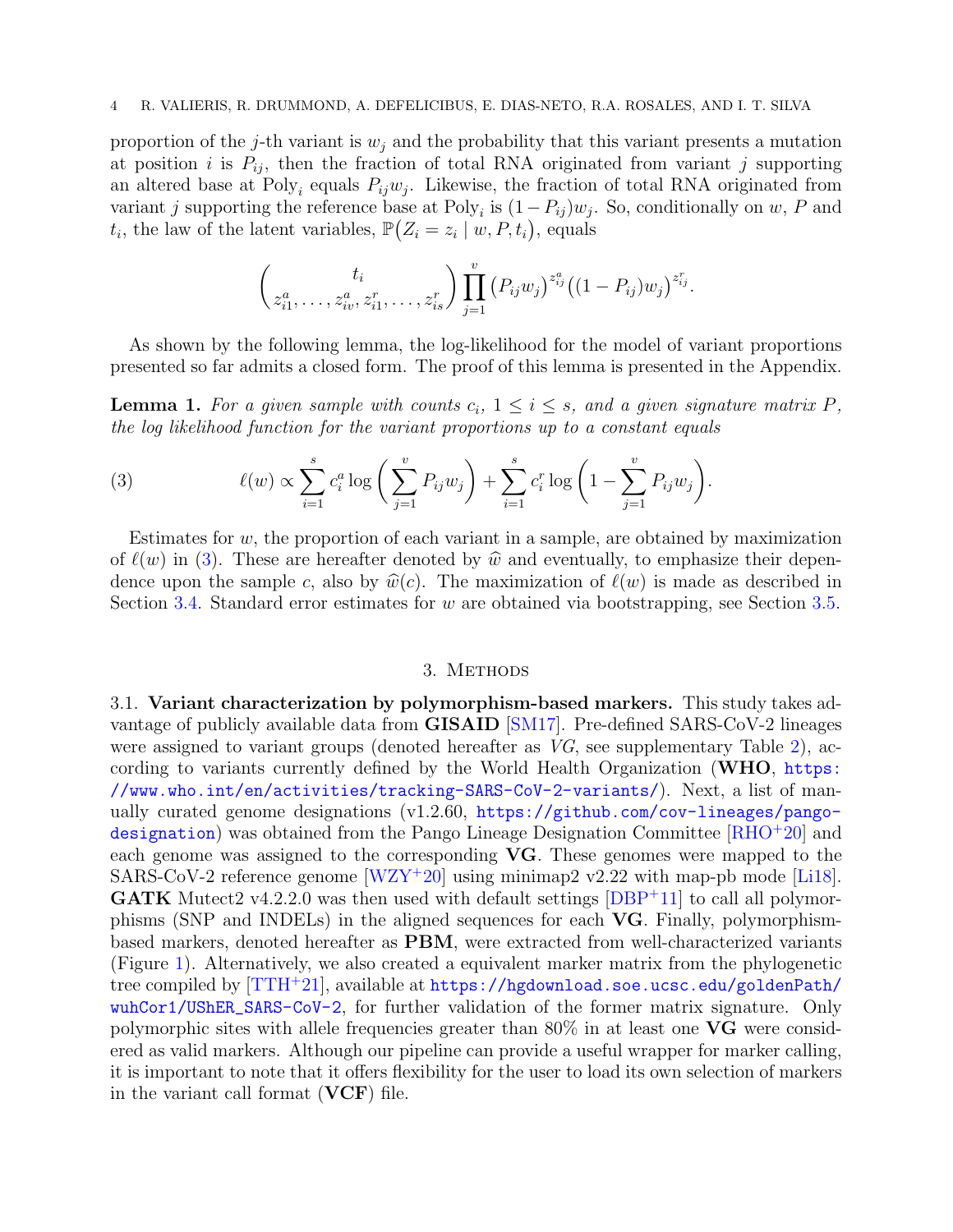proportion of the $j$-th variant is $w_j$ and the probability that this variant presents a mutation at position $i$ is $P_{ij}$, then the fraction of total RNA originated from variant $j$ supporting an altered base at $\text{Poly}_i$ equals $P_{ij}w_j$. Likewise, the fraction of total RNA originated from variant $j$ supporting the reference base at $\text{Poly}_i$ is $(1-P_{ij})w_j$. So, conditionally on $w$, $P$ and $t_i$, the law of the latent variables, $\mathbb{P}\big(Z_i = z_i \mid w, P, t_i\big)$, equals

$$\binom{t_i}{z_{i1}^a, \ldots, z_{iv}^a, z_{i1}^r, \ldots, z_{is}^r} \prod_{j=1}^{v} \big(P_{ij}w_j\big)^{z_{ij}^a} \big((1-P_{ij})w_j\big)^{z_{ij}^r}.$$

As shown by the following lemma, the log-likelihood for the model of variant proportions presented so far admits a closed form. The proof of this lemma is presented in the Appendix.

**Lemma 1.** *For a given sample with counts $c_i$, $1 \le i \le s$, and a given signature matrix $P$, the log likelihood function for the variant proportions up to a constant equals*

$$\ell(w) \propto \sum_{i=1}^{s} c_i^a \log\left(\sum_{j=1}^{v} P_{ij}w_j\right) + \sum_{i=1}^{s} c_i^r \log\left(1 - \sum_{j=1}^{v} P_{ij}w_j\right). \tag{3}$$

Estimates for $w$, the proportion of each variant in a sample, are obtained by maximization of $\ell(w)$ in (3). These are hereafter denoted by $\widehat{w}$ and eventually, to emphasize their dependence upon the sample $c$, also by $\widehat{w}(c)$. The maximization of $\ell(w)$ is made as described in Section 3.4. Standard error estimates for $w$ are obtained via bootstrapping, see Section 3.5.

## 3. Methods

3.1. **Variant characterization by polymorphism-based markers.** This study takes advantage of publicly available data from **GISAID** [SM17]. Pre-defined SARS-CoV-2 lineages were assigned to variant groups (denoted hereafter as *VG*, see supplementary Table 2), according to variants currently defined by the World Health Organization (**WHO**, https://www.who.int/en/activities/tracking-SARS-CoV-2-variants/). Next, a list of manually curated genome designations (v1.2.60, https://github.com/cov-lineages/pango-designation) was obtained from the Pango Lineage Designation Committee [RHO+20] and each genome was assigned to the corresponding **VG**. These genomes were mapped to the SARS-CoV-2 reference genome [WZY+20] using minimap2 v2.22 with map-pb mode [Li18]. **GATK** Mutect2 v4.2.2.0 was then used with default settings [DBP+11] to call all polymorphisms (SNP and INDELs) in the aligned sequences for each **VG**. Finally, polymorphism-based markers, denoted hereafter as **PBM**, were extracted from well-characterized variants (Figure 1). Alternatively, we also created a equivalent marker matrix from the phylogenetic tree compiled by [TTH+21], available at https://hgdownload.soe.ucsc.edu/goldenPath/wuhCor1/UShER_SARS-CoV-2, for further validation of the former matrix signature. Only polymorphic sites with allele frequencies greater than 80% in at least one **VG** were considered as valid markers. Although our pipeline can provide a useful wrapper for marker calling, it is important to note that it offers flexibility for the user to load its own selection of markers in the variant call format (**VCF**) file.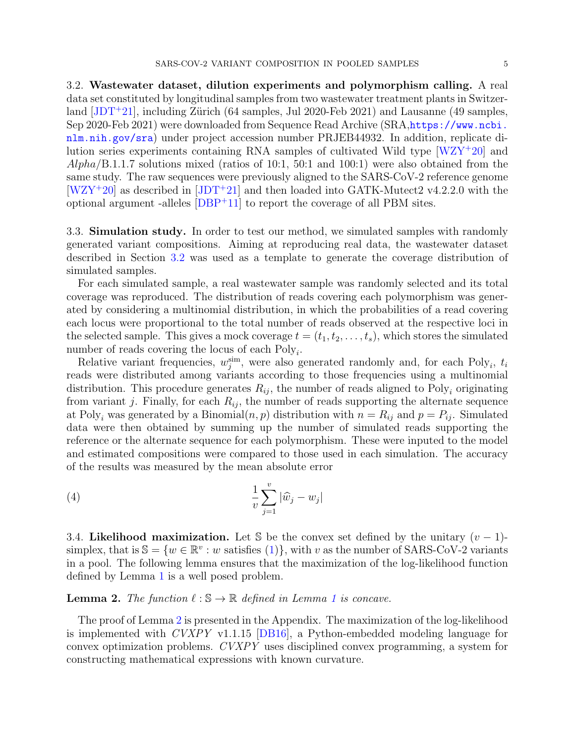### 3.2. Wastewater dataset, dilution experiments and polymorphism calling.

A real data set constituted by longitudinal samples from two wastewater treatment plants in Switzerland [JDT+21], including Zürich (64 samples, Jul 2020-Feb 2021) and Lausanne (49 samples, Sep 2020-Feb 2021) were downloaded from Sequence Read Archive (SRA, https://www.ncbi.nlm.nih.gov/sra) under project accession number PRJEB44932. In addition, replicate dilution series experiments containing RNA samples of cultivated Wild type [WZY+20] and *Alpha*/B.1.1.7 solutions mixed (ratios of 10:1, 50:1 and 100:1) were also obtained from the same study. The raw sequences were previously aligned to the SARS-CoV-2 reference genome [WZY+20] as described in [JDT+21] and then loaded into GATK-Mutect2 v4.2.2.0 with the optional argument -alleles [DBP+11] to report the coverage of all PBM sites.

### 3.3. Simulation study.

In order to test our method, we simulated samples with randomly generated variant compositions. Aiming at reproducing real data, the wastewater dataset described in Section 3.2 was used as a template to generate the coverage distribution of simulated samples.

For each simulated sample, a real wastewater sample was randomly selected and its total coverage was reproduced. The distribution of reads covering each polymorphism was generated by considering a multinomial distribution, in which the probabilities of a read covering each locus were proportional to the total number of reads observed at the respective loci in the selected sample. This gives a mock coverage $t = (t_1, t_2, \ldots, t_s)$, which stores the simulated number of reads covering the locus of each $\text{Poly}_i$.

Relative variant frequencies, $w_j^{\text{sim}}$, were also generated randomly and, for each $\text{Poly}_i$, $t_i$ reads were distributed among variants according to those frequencies using a multinomial distribution. This procedure generates $R_{ij}$, the number of reads aligned to $\text{Poly}_i$ originating from variant $j$. Finally, for each $R_{ij}$, the number of reads supporting the alternate sequence at $\text{Poly}_i$ was generated by a Binomial$(n, p)$ distribution with $n = R_{ij}$ and $p = P_{ij}$. Simulated data were then obtained by summing up the number of simulated reads supporting the reference or the alternate sequence for each polymorphism. These were inputed to the model and estimated compositions were compared to those used in each simulation. The accuracy of the results was measured by the mean absolute error

$$\frac{1}{v} \sum_{j=1}^{v} |\widehat{w}_j - w_j| \tag{4}$$

### 3.4. Likelihood maximization.

Let $\mathbb{S}$ be the convex set defined by the unitary $(v-1)$-simplex, that is $\mathbb{S} = \{w \in \mathbb{R}^v : w \text{ satisfies } (1)\}$, with $v$ as the number of SARS-CoV-2 variants in a pool. The following lemma ensures that the maximization of the log-likelihood function defined by Lemma 1 is a well posed problem.

**Lemma 2.** *The function $\ell : \mathbb{S} \to \mathbb{R}$ defined in Lemma 1 is concave.*

The proof of Lemma 2 is presented in the Appendix. The maximization of the log-likelihood is implemented with *CVXPY* v1.1.15 [DB16], a Python-embedded modeling language for convex optimization problems. *CVXPY* uses disciplined convex programming, a system for constructing mathematical expressions with known curvature.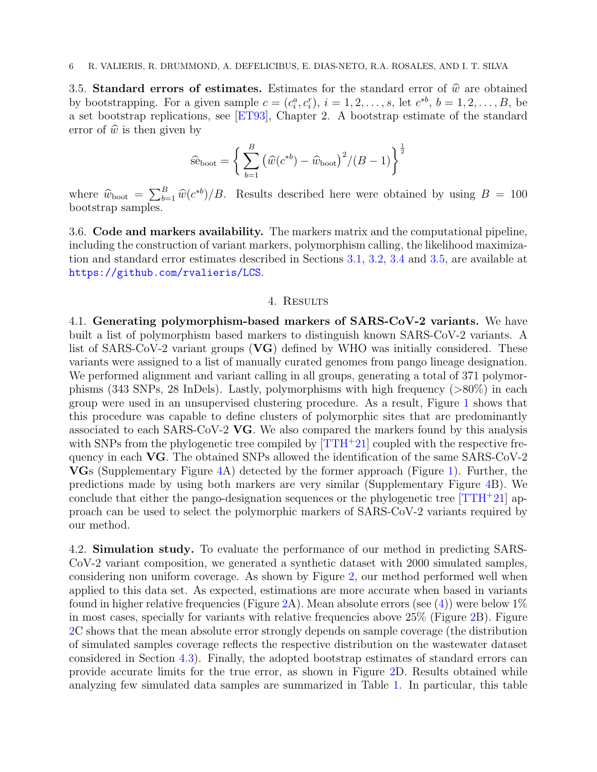3.5. **Standard errors of estimates.** Estimates for the standard error of $\widehat{w}$ are obtained by bootstrapping. For a given sample $c = (c_i^a, c_i^r)$, $i = 1, 2, \ldots, s$, let $c^{*b}$, $b = 1, 2, \ldots, B$, be a set bootstrap replications, see [ET93], Chapter 2. A bootstrap estimate of the standard error of $\widehat{w}$ is then given by

$$\widehat{\mathrm{se}}_{\mathrm{boot}} = \left\{ \sum_{b=1}^{B} \left( \widehat{w}(c^{*b}) - \widehat{w}_{\mathrm{boot}} \right)^2 / (B-1) \right\}^{\frac{1}{2}}$$

where $\widehat{w}_{\mathrm{boot}} = \sum_{b=1}^{B} \widehat{w}(c^{*b})/B$. Results described here were obtained by using $B = 100$ bootstrap samples.

3.6. **Code and markers availability.** The markers matrix and the computational pipeline, including the construction of variant markers, polymorphism calling, the likelihood maximization and standard error estimates described in Sections 3.1, 3.2, 3.4 and 3.5, are available at https://github.com/rvalieris/LCS.

## 4. Results

4.1. **Generating polymorphism-based markers of SARS-CoV-2 variants.** We have built a list of polymorphism based markers to distinguish known SARS-CoV-2 variants. A list of SARS-CoV-2 variant groups (**VG**) defined by WHO was initially considered. These variants were assigned to a list of manually curated genomes from pango lineage designation. We performed alignment and variant calling in all groups, generating a total of 371 polymorphisms (343 SNPs, 28 InDels). Lastly, polymorphisms with high frequency (>80%) in each group were used in an unsupervised clustering procedure. As a result, Figure 1 shows that this procedure was capable to define clusters of polymorphic sites that are predominantly associated to each SARS-CoV-2 **VG**. We also compared the markers found by this analysis with SNPs from the phylogenetic tree compiled by [TTH+21] coupled with the respective frequency in each **VG**. The obtained SNPs allowed the identification of the same SARS-CoV-2 **VG**s (Supplementary Figure 4A) detected by the former approach (Figure 1). Further, the predictions made by using both markers are very similar (Supplementary Figure 4B). We conclude that either the pango-designation sequences or the phylogenetic tree [TTH+21] approach can be used to select the polymorphic markers of SARS-CoV-2 variants required by our method.

4.2. **Simulation study.** To evaluate the performance of our method in predicting SARS-CoV-2 variant composition, we generated a synthetic dataset with 2000 simulated samples, considering non uniform coverage. As shown by Figure 2, our method performed well when applied to this data set. As expected, estimations are more accurate when based in variants found in higher relative frequencies (Figure 2A). Mean absolute errors (see (4)) were below 1% in most cases, specially for variants with relative frequencies above 25% (Figure 2B). Figure 2C shows that the mean absolute error strongly depends on sample coverage (the distribution of simulated samples coverage reflects the respective distribution on the wastewater dataset considered in Section 4.3). Finally, the adopted bootstrap estimates of standard errors can provide accurate limits for the true error, as shown in Figure 2D. Results obtained while analyzing few simulated data samples are summarized in Table 1. In particular, this table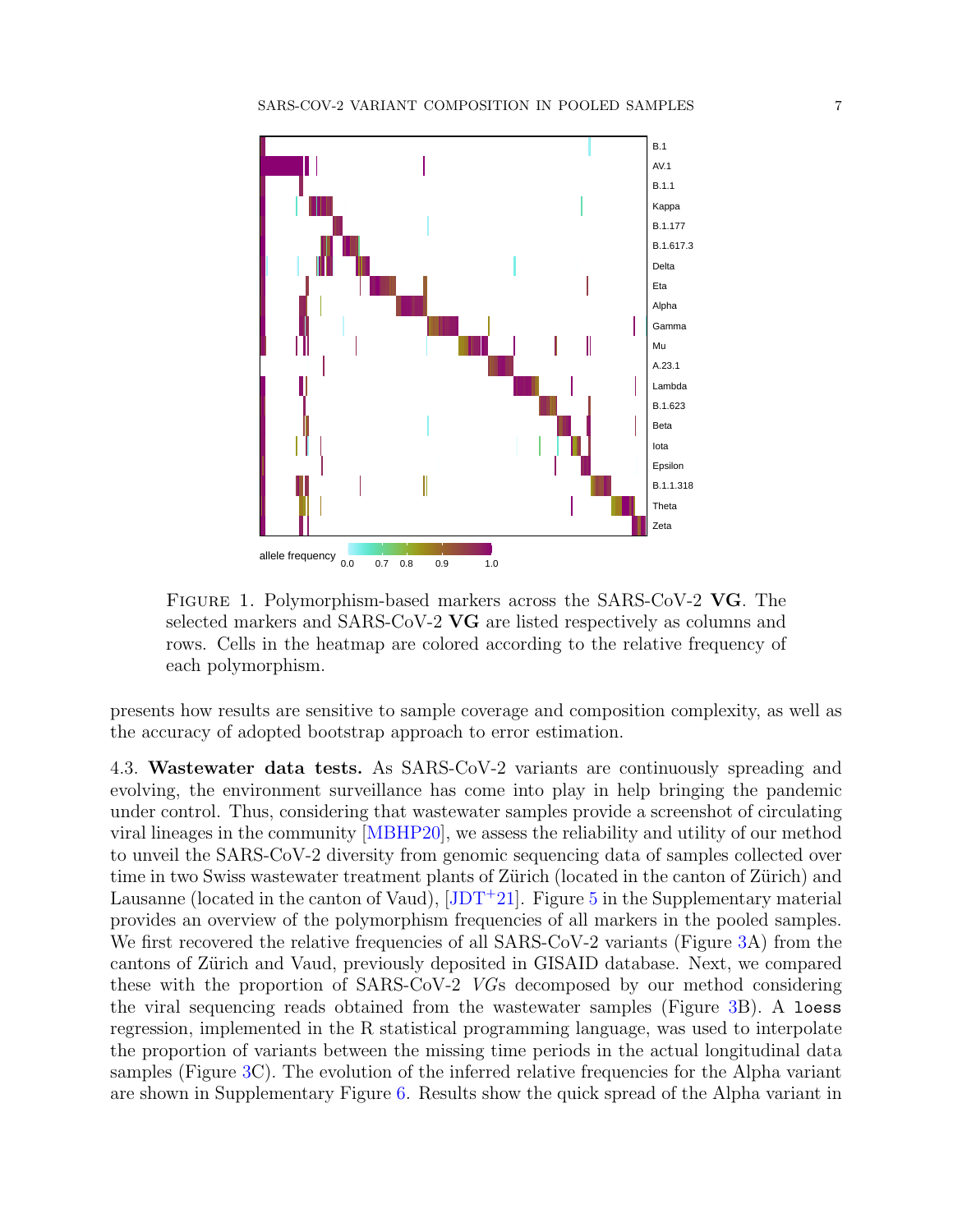FIGURE 1. Polymorphism-based markers across the SARS-CoV-2 **VG**. The selected markers and SARS-CoV-2 **VG** are listed respectively as columns and rows. Cells in the heatmap are colored according to the relative frequency of each polymorphism.

presents how results are sensitive to sample coverage and composition complexity, as well as the accuracy of adopted bootstrap approach to error estimation.

4.3. **Wastewater data tests.** As SARS-CoV-2 variants are continuously spreading and evolving, the environment surveillance has come into play in help bringing the pandemic under control. Thus, considering that wastewater samples provide a screenshot of circulating viral lineages in the community [MBHP20], we assess the reliability and utility of our method to unveil the SARS-CoV-2 diversity from genomic sequencing data of samples collected over time in two Swiss wastewater treatment plants of Zürich (located in the canton of Zürich) and Lausanne (located in the canton of Vaud), [JDT+21]. Figure 5 in the Supplementary material provides an overview of the polymorphism frequencies of all markers in the pooled samples. We first recovered the relative frequencies of all SARS-CoV-2 variants (Figure 3A) from the cantons of Zürich and Vaud, previously deposited in GISAID database. Next, we compared these with the proportion of SARS-CoV-2 *VG*s decomposed by our method considering the viral sequencing reads obtained from the wastewater samples (Figure 3B). A `loess` regression, implemented in the R statistical programming language, was used to interpolate the proportion of variants between the missing time periods in the actual longitudinal data samples (Figure 3C). The evolution of the inferred relative frequencies for the Alpha variant are shown in Supplementary Figure 6. Results show the quick spread of the Alpha variant in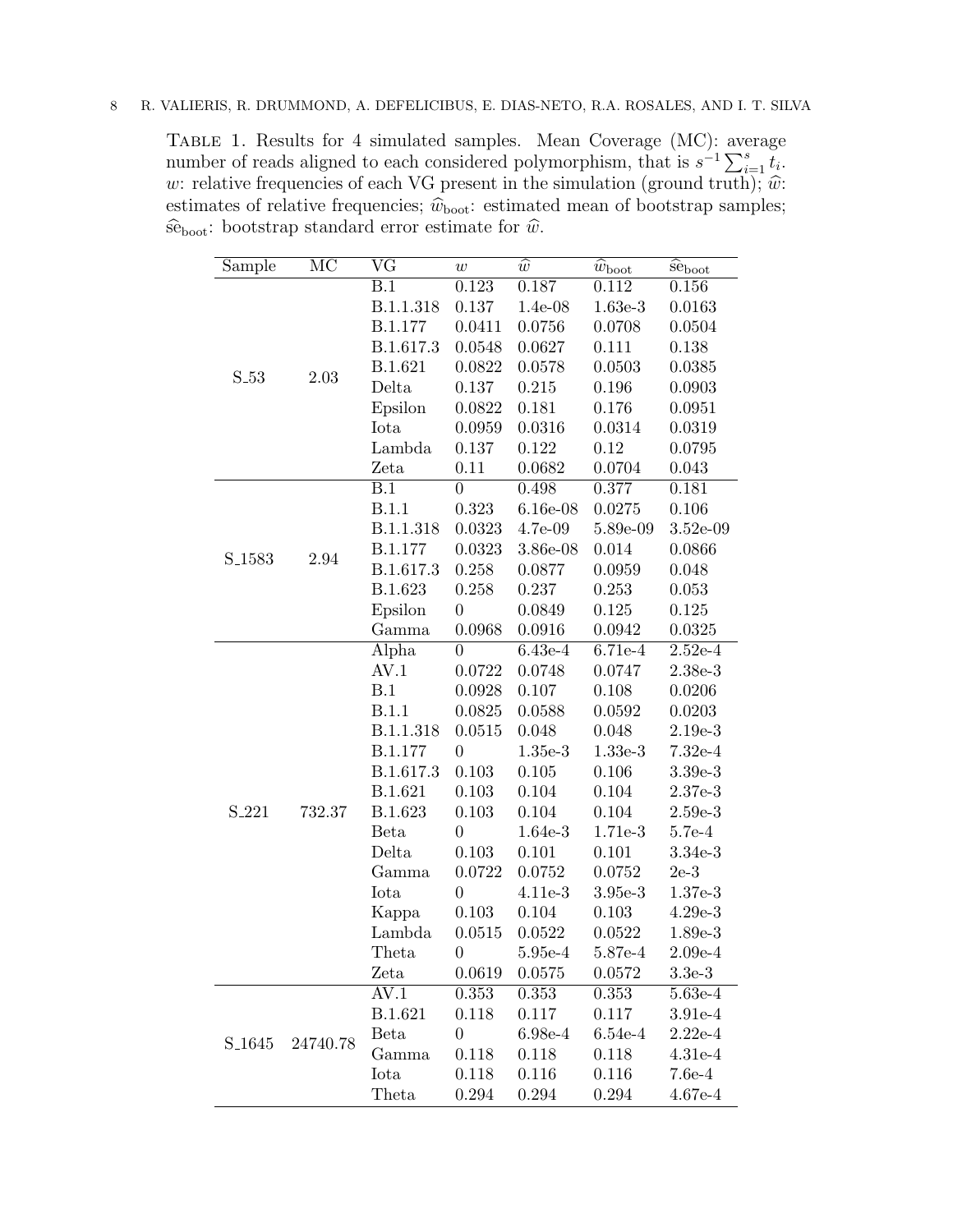Table 1. Results for 4 simulated samples. Mean Coverage (MC): average number of reads aligned to each considered polymorphism, that is $s^{-1} \sum_{i=1}^{s} t_i$. $w$: relative frequencies of each VG present in the simulation (ground truth); $\widehat{w}$: estimates of relative frequencies; $\widehat{w}_{\text{boot}}$: estimated mean of bootstrap samples; $\widehat{\text{se}}_{\text{boot}}$: bootstrap standard error estimate for $\widehat{w}$.

| Sample | MC | VG | $w$ | $\widehat{w}$ | $\widehat{w}_{\text{boot}}$ | $\widehat{\text{se}}_{\text{boot}}$ |
|---|---|---|---|---|---|---|
| S_53 | 2.03 | B.1 | 0.123 | 0.187 | 0.112 | 0.156 |
| | | B.1.1.318 | 0.137 | 1.4e-08 | 1.63e-3 | 0.0163 |
| | | B.1.177 | 0.0411 | 0.0756 | 0.0708 | 0.0504 |
| | | B.1.617.3 | 0.0548 | 0.0627 | 0.111 | 0.138 |
| | | B.1.621 | 0.0822 | 0.0578 | 0.0503 | 0.0385 |
| | | Delta | 0.137 | 0.215 | 0.196 | 0.0903 |
| | | Epsilon | 0.0822 | 0.181 | 0.176 | 0.0951 |
| | | Iota | 0.0959 | 0.0316 | 0.0314 | 0.0319 |
| | | Lambda | 0.137 | 0.122 | 0.12 | 0.0795 |
| | | Zeta | 0.11 | 0.0682 | 0.0704 | 0.043 |
| S_1583 | 2.94 | B.1 | 0 | 0.498 | 0.377 | 0.181 |
| | | B.1.1 | 0.323 | 6.16e-08 | 0.0275 | 0.106 |
| | | B.1.1.318 | 0.0323 | 4.7e-09 | 5.89e-09 | 3.52e-09 |
| | | B.1.177 | 0.0323 | 3.86e-08 | 0.014 | 0.0866 |
| | | B.1.617.3 | 0.258 | 0.0877 | 0.0959 | 0.048 |
| | | B.1.623 | 0.258 | 0.237 | 0.253 | 0.053 |
| | | Epsilon | 0 | 0.0849 | 0.125 | 0.125 |
| | | Gamma | 0.0968 | 0.0916 | 0.0942 | 0.0325 |
| S_221 | 732.37 | Alpha | 0 | 6.43e-4 | 6.71e-4 | 2.52e-4 |
| | | AV.1 | 0.0722 | 0.0748 | 0.0747 | 2.38e-3 |
| | | B.1 | 0.0928 | 0.107 | 0.108 | 0.0206 |
| | | B.1.1 | 0.0825 | 0.0588 | 0.0592 | 0.0203 |
| | | B.1.1.318 | 0.0515 | 0.048 | 0.048 | 2.19e-3 |
| | | B.1.177 | 0 | 1.35e-3 | 1.33e-3 | 7.32e-4 |
| | | B.1.617.3 | 0.103 | 0.105 | 0.106 | 3.39e-3 |
| | | B.1.621 | 0.103 | 0.104 | 0.104 | 2.37e-3 |
| | | B.1.623 | 0.103 | 0.104 | 0.104 | 2.59e-3 |
| | | Beta | 0 | 1.64e-3 | 1.71e-3 | 5.7e-4 |
| | | Delta | 0.103 | 0.101 | 0.101 | 3.34e-3 |
| | | Gamma | 0.0722 | 0.0752 | 0.0752 | 2e-3 |
| | | Iota | 0 | 4.11e-3 | 3.95e-3 | 1.37e-3 |
| | | Kappa | 0.103 | 0.104 | 0.103 | 4.29e-3 |
| | | Lambda | 0.0515 | 0.0522 | 0.0522 | 1.89e-3 |
| | | Theta | 0 | 5.95e-4 | 5.87e-4 | 2.09e-4 |
| | | Zeta | 0.0619 | 0.0575 | 0.0572 | 3.3e-3 |
| S_1645 | 24740.78 | AV.1 | 0.353 | 0.353 | 0.353 | 5.63e-4 |
| | | B.1.621 | 0.118 | 0.117 | 0.117 | 3.91e-4 |
| | | Beta | 0 | 6.98e-4 | 6.54e-4 | 2.22e-4 |
| | | Gamma | 0.118 | 0.118 | 0.118 | 4.31e-4 |
| | | Iota | 0.118 | 0.116 | 0.116 | 7.6e-4 |
| | | Theta | 0.294 | 0.294 | 0.294 | 4.67e-4 |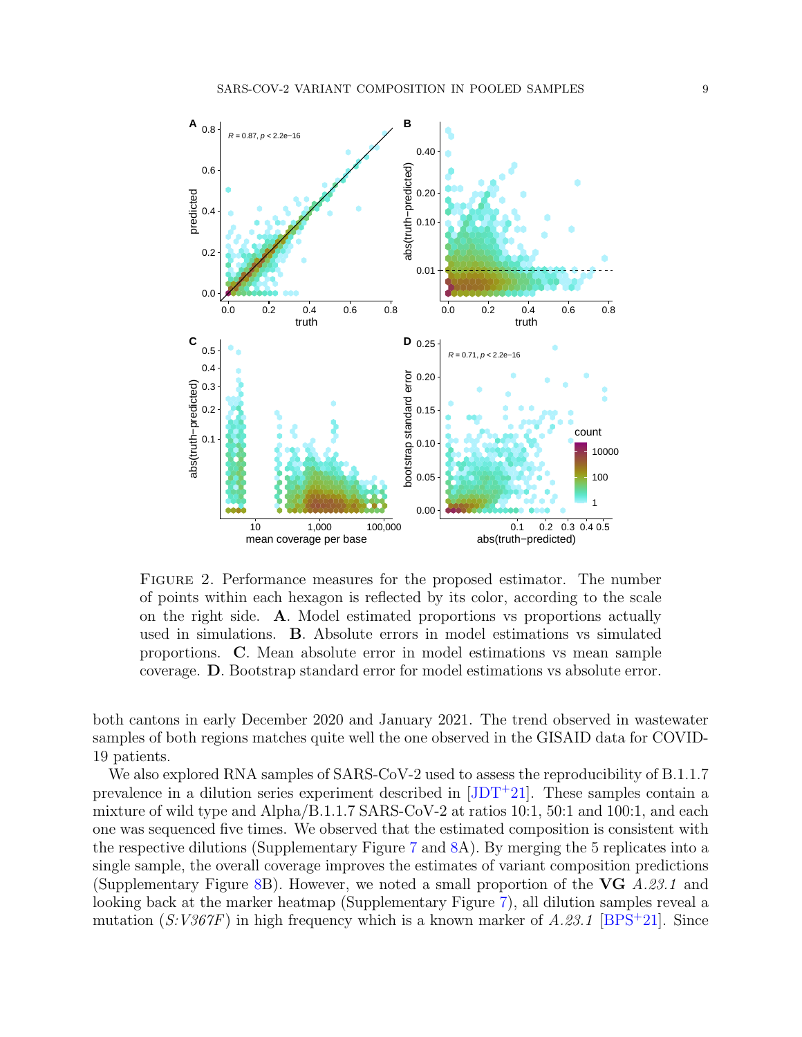FIGURE 2. Performance measures for the proposed estimator. The number of points within each hexagon is reflected by its color, according to the scale on the right side. **A**. Model estimated proportions vs proportions actually used in simulations. **B**. Absolute errors in model estimations vs simulated proportions. **C**. Mean absolute error in model estimations vs mean sample coverage. **D**. Bootstrap standard error for model estimations vs absolute error.

both cantons in early December 2020 and January 2021. The trend observed in wastewater samples of both regions matches quite well the one observed in the GISAID data for COVID-19 patients.

We also explored RNA samples of SARS-CoV-2 used to assess the reproducibility of B.1.1.7 prevalence in a dilution series experiment described in [JDT+21]. These samples contain a mixture of wild type and Alpha/B.1.1.7 SARS-CoV-2 at ratios 10:1, 50:1 and 100:1, and each one was sequenced five times. We observed that the estimated composition is consistent with the respective dilutions (Supplementary Figure 7 and 8A). By merging the 5 replicates into a single sample, the overall coverage improves the estimates of variant composition predictions (Supplementary Figure 8B). However, we noted a small proportion of the **VG** *A.23.1* and looking back at the marker heatmap (Supplementary Figure 7), all dilution samples reveal a mutation (*S:V367F*) in high frequency which is a known marker of *A.23.1* [BPS+21]. Since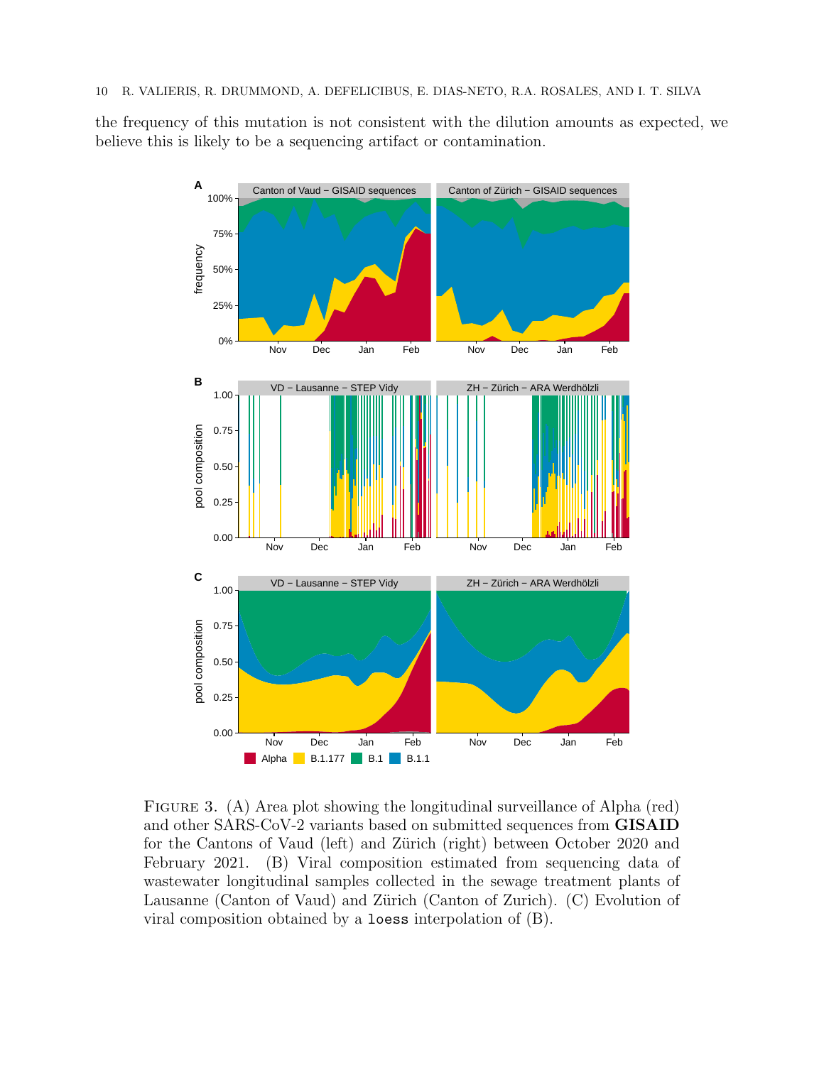the frequency of this mutation is not consistent with the dilution amounts as expected, we believe this is likely to be a sequencing artifact or contamination.

FIGURE 3. (A) Area plot showing the longitudinal surveillance of Alpha (red) and other SARS-CoV-2 variants based on submitted sequences from **GISAID** for the Cantons of Vaud (left) and Zürich (right) between October 2020 and February 2021. (B) Viral composition estimated from sequencing data of wastewater longitudinal samples collected in the sewage treatment plants of Lausanne (Canton of Vaud) and Zürich (Canton of Zurich). (C) Evolution of viral composition obtained by a `loess` interpolation of (B).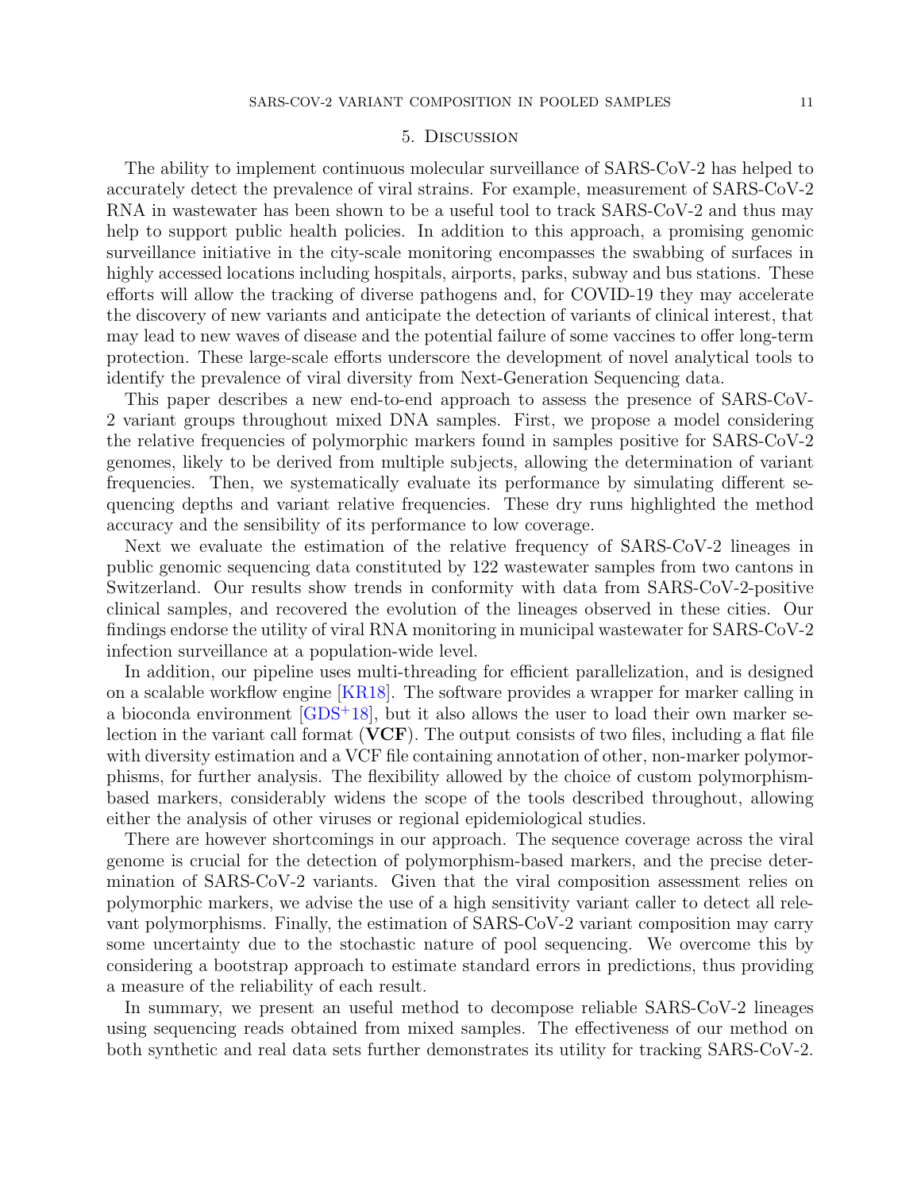## 5. Discussion

The ability to implement continuous molecular surveillance of SARS-CoV-2 has helped to accurately detect the prevalence of viral strains. For example, measurement of SARS-CoV-2 RNA in wastewater has been shown to be a useful tool to track SARS-CoV-2 and thus may help to support public health policies. In addition to this approach, a promising genomic surveillance initiative in the city-scale monitoring encompasses the swabbing of surfaces in highly accessed locations including hospitals, airports, parks, subway and bus stations. These efforts will allow the tracking of diverse pathogens and, for COVID-19 they may accelerate the discovery of new variants and anticipate the detection of variants of clinical interest, that may lead to new waves of disease and the potential failure of some vaccines to offer long-term protection. These large-scale efforts underscore the development of novel analytical tools to identify the prevalence of viral diversity from Next-Generation Sequencing data.

This paper describes a new end-to-end approach to assess the presence of SARS-CoV-2 variant groups throughout mixed DNA samples. First, we propose a model considering the relative frequencies of polymorphic markers found in samples positive for SARS-CoV-2 genomes, likely to be derived from multiple subjects, allowing the determination of variant frequencies. Then, we systematically evaluate its performance by simulating different sequencing depths and variant relative frequencies. These dry runs highlighted the method accuracy and the sensibility of its performance to low coverage.

Next we evaluate the estimation of the relative frequency of SARS-CoV-2 lineages in public genomic sequencing data constituted by 122 wastewater samples from two cantons in Switzerland. Our results show trends in conformity with data from SARS-CoV-2-positive clinical samples, and recovered the evolution of the lineages observed in these cities. Our findings endorse the utility of viral RNA monitoring in municipal wastewater for SARS-CoV-2 infection surveillance at a population-wide level.

In addition, our pipeline uses multi-threading for efficient parallelization, and is designed on a scalable workflow engine [KR18]. The software provides a wrapper for marker calling in a bioconda environment [GDS+18], but it also allows the user to load their own marker selection in the variant call format (**VCF**). The output consists of two files, including a flat file with diversity estimation and a VCF file containing annotation of other, non-marker polymorphisms, for further analysis. The flexibility allowed by the choice of custom polymorphism-based markers, considerably widens the scope of the tools described throughout, allowing either the analysis of other viruses or regional epidemiological studies.

There are however shortcomings in our approach. The sequence coverage across the viral genome is crucial for the detection of polymorphism-based markers, and the precise determination of SARS-CoV-2 variants. Given that the viral composition assessment relies on polymorphic markers, we advise the use of a high sensitivity variant caller to detect all relevant polymorphisms. Finally, the estimation of SARS-CoV-2 variant composition may carry some uncertainty due to the stochastic nature of pool sequencing. We overcome this by considering a bootstrap approach to estimate standard errors in predictions, thus providing a measure of the reliability of each result.

In summary, we present an useful method to decompose reliable SARS-CoV-2 lineages using sequencing reads obtained from mixed samples. The effectiveness of our method on both synthetic and real data sets further demonstrates its utility for tracking SARS-CoV-2.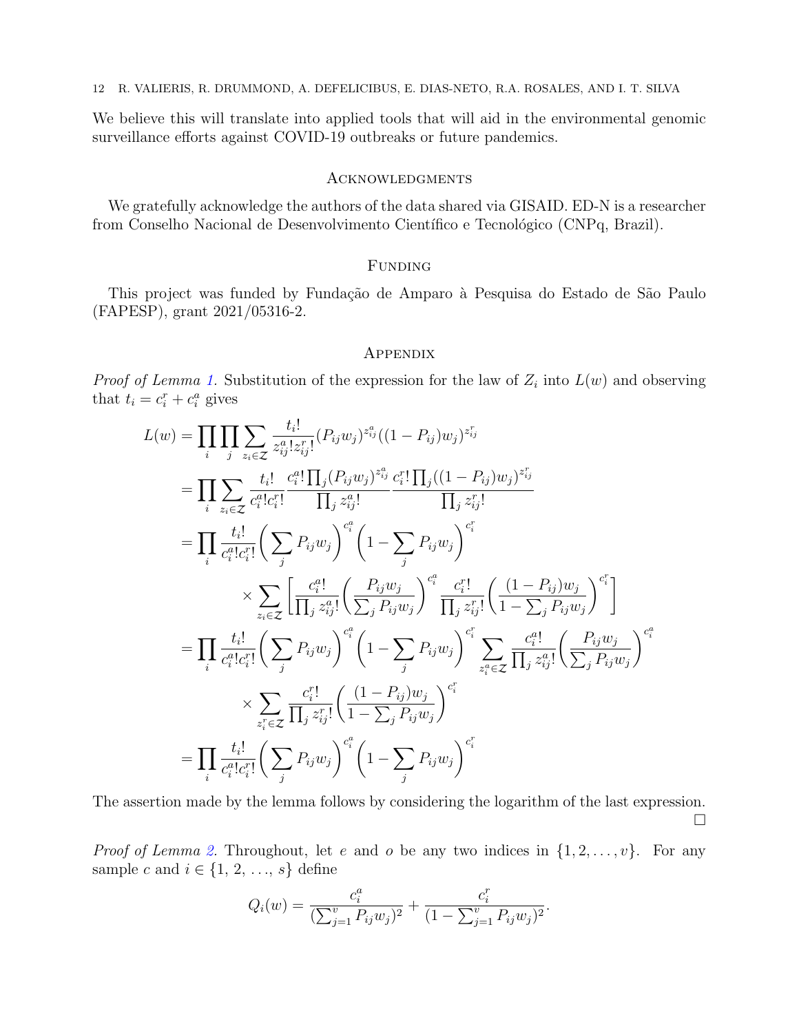We believe this will translate into applied tools that will aid in the environmental genomic surveillance efforts against COVID-19 outbreaks or future pandemics.

## Acknowledgments

We gratefully acknowledge the authors of the data shared via GISAID. ED-N is a researcher from Conselho Nacional de Desenvolvimento Científico e Tecnológico (CNPq, Brazil).

## Funding

This project was funded by Fundação de Amparo à Pesquisa do Estado de São Paulo (FAPESP), grant 2021/05316-2.

## Appendix

*Proof of Lemma 1.* Substitution of the expression for the law of $Z_i$ into $L(w)$ and observing that $t_i = c_i^r + c_i^a$ gives

$$
\begin{aligned}
L(w) &= \prod_i \prod_j \sum_{z_i \in \mathcal{Z}} \frac{t_i!}{z_{ij}^a! z_{ij}^r!} (P_{ij} w_j)^{z_{ij}^a} ((1-P_{ij})w_j)^{z_{ij}^r} \\
&= \prod_i \sum_{z_i \in \mathcal{Z}} \frac{t_i!}{c_i^a! c_i^r!} \frac{c_i^a! \prod_j (P_{ij} w_j)^{z_{ij}^a}}{\prod_j z_{ij}^a!} \frac{c_i^r! \prod_j ((1-P_{ij})w_j)^{z_{ij}^r}}{\prod_j z_{ij}^r!} \\
&= \prod_i \frac{t_i!}{c_i^a! c_i^r!} \Big( \sum_j P_{ij} w_j \Big)^{c_i^a} \Big( 1 - \sum_j P_{ij} w_j \Big)^{c_i^r} \\
&\qquad \times \sum_{z_i \in \mathcal{Z}} \left[ \frac{c_i^a!}{\prod_j z_{ij}^a!} \Big( \frac{P_{ij} w_j}{\sum_j P_{ij} w_j} \Big)^{c_i^a} \frac{c_i^r!}{\prod_j z_{ij}^r!} \Big( \frac{(1-P_{ij}) w_j}{1 - \sum_j P_{ij} w_j} \Big)^{c_i^r} \right] \\
&= \prod_i \frac{t_i!}{c_i^a! c_i^r!} \Big( \sum_j P_{ij} w_j \Big)^{c_i^a} \Big( 1 - \sum_j P_{ij} w_j \Big)^{c_i^r} \sum_{z_i^a \in \mathcal{Z}} \frac{c_i^a!}{\prod_j z_{ij}^a!} \Big( \frac{P_{ij} w_j}{\sum_j P_{ij} w_j} \Big)^{c_i^a} \\
&\qquad \times \sum_{z_i^r \in \mathcal{Z}} \frac{c_i^r!}{\prod_j z_{ij}^r!} \Big( \frac{(1-P_{ij}) w_j}{1 - \sum_j P_{ij} w_j} \Big)^{c_i^r} \\
&= \prod_i \frac{t_i!}{c_i^a! c_i^r!} \Big( \sum_j P_{ij} w_j \Big)^{c_i^a} \Big( 1 - \sum_j P_{ij} w_j \Big)^{c_i^r}
\end{aligned}
$$

The assertion made by the lemma follows by considering the logarithm of the last expression. $\square$

*Proof of Lemma 2.* Throughout, let $e$ and $o$ be any two indices in $\{1, 2, \ldots, v\}$. For any sample $c$ and $i \in \{1, 2, \ldots, s\}$ define

$$
Q_i(w) = \frac{c_i^a}{(\sum_{j=1}^v P_{ij} w_j)^2} + \frac{c_i^r}{(1 - \sum_{j=1}^v P_{ij} w_j)^2}.
$$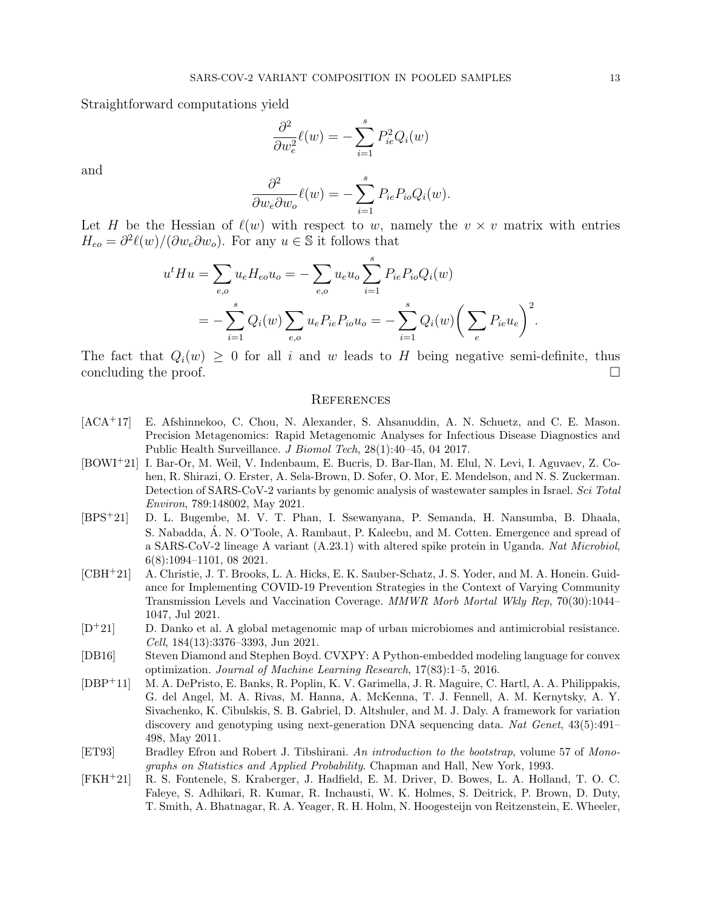Straightforward computations yield

$$\frac{\partial^2}{\partial w_e^2}\ell(w) = -\sum_{i=1}^{s} P_{ie}^2 Q_i(w)$$

and

$$\frac{\partial^2}{\partial w_e \partial w_o}\ell(w) = -\sum_{i=1}^{s} P_{ie} P_{io} Q_i(w).$$

Let $H$ be the Hessian of $\ell(w)$ with respect to $w$, namely the $v \times v$ matrix with entries $H_{eo} = \partial^2 \ell(w)/(\partial w_e \partial w_o)$. For any $u \in \mathbb{S}$ it follows that

$$\begin{aligned} u^t H u &= \sum_{e,o} u_e H_{eo} u_o = -\sum_{e,o} u_e u_o \sum_{i=1}^{s} P_{ie} P_{io} Q_i(w) \\ &= -\sum_{i=1}^{s} Q_i(w) \sum_{e,o} u_e P_{ie} P_{io} u_o = -\sum_{i=1}^{s} Q_i(w) \bigg( \sum_{e} P_{ie} u_e \bigg)^2. \end{aligned}$$

The fact that $Q_i(w) \geq 0$ for all $i$ and $w$ leads to $H$ being negative semi-definite, thus concluding the proof. □

## References

[ACA+17] E. Afshinnekoo, C. Chou, N. Alexander, S. Ahsanuddin, A. N. Schuetz, and C. E. Mason. Precision Metagenomics: Rapid Metagenomic Analyses for Infectious Disease Diagnostics and Public Health Surveillance. *J Biomol Tech*, 28(1):40–45, 04 2017.

[BOWI+21] I. Bar-Or, M. Weil, V. Indenbaum, E. Bucris, D. Bar-Ilan, M. Elul, N. Levi, I. Aguvaev, Z. Cohen, R. Shirazi, O. Erster, A. Sela-Brown, D. Sofer, O. Mor, E. Mendelson, and N. S. Zuckerman. Detection of SARS-CoV-2 variants by genomic analysis of wastewater samples in Israel. *Sci Total Environ*, 789:148002, May 2021.

[BPS+21] D. L. Bugembe, M. V. T. Phan, I. Ssewanyana, P. Semanda, H. Nansumba, B. Dhaala, S. Nabadda, Á. N. O'Toole, A. Rambaut, P. Kaleebu, and M. Cotten. Emergence and spread of a SARS-CoV-2 lineage A variant (A.23.1) with altered spike protein in Uganda. *Nat Microbiol*, 6(8):1094–1101, 08 2021.

[CBH+21] A. Christie, J. T. Brooks, L. A. Hicks, E. K. Sauber-Schatz, J. S. Yoder, and M. A. Honein. Guidance for Implementing COVID-19 Prevention Strategies in the Context of Varying Community Transmission Levels and Vaccination Coverage. *MMWR Morb Mortal Wkly Rep*, 70(30):1044–1047, Jul 2021.

[D+21] D. Danko et al. A global metagenomic map of urban microbiomes and antimicrobial resistance. *Cell*, 184(13):3376–3393, Jun 2021.

[DB16] Steven Diamond and Stephen Boyd. CVXPY: A Python-embedded modeling language for convex optimization. *Journal of Machine Learning Research*, 17(83):1–5, 2016.

[DBP+11] M. A. DePristo, E. Banks, R. Poplin, K. V. Garimella, J. R. Maguire, C. Hartl, A. A. Philippakis, G. del Angel, M. A. Rivas, M. Hanna, A. McKenna, T. J. Fennell, A. M. Kernytsky, A. Y. Sivachenko, K. Cibulskis, S. B. Gabriel, D. Altshuler, and M. J. Daly. A framework for variation discovery and genotyping using next-generation DNA sequencing data. *Nat Genet*, 43(5):491–498, May 2011.

[ET93] Bradley Efron and Robert J. Tibshirani. *An introduction to the bootstrap*, volume 57 of *Monographs on Statistics and Applied Probability*. Chapman and Hall, New York, 1993.

[FKH+21] R. S. Fontenele, S. Kraberger, J. Hadfield, E. M. Driver, D. Bowes, L. A. Holland, T. O. C. Faleye, S. Adhikari, R. Kumar, R. Inchausti, W. K. Holmes, S. Deitrick, P. Brown, D. Duty, T. Smith, A. Bhatnagar, R. A. Yeager, R. H. Holm, N. Hoogesteijn von Reitzenstein, E. Wheeler,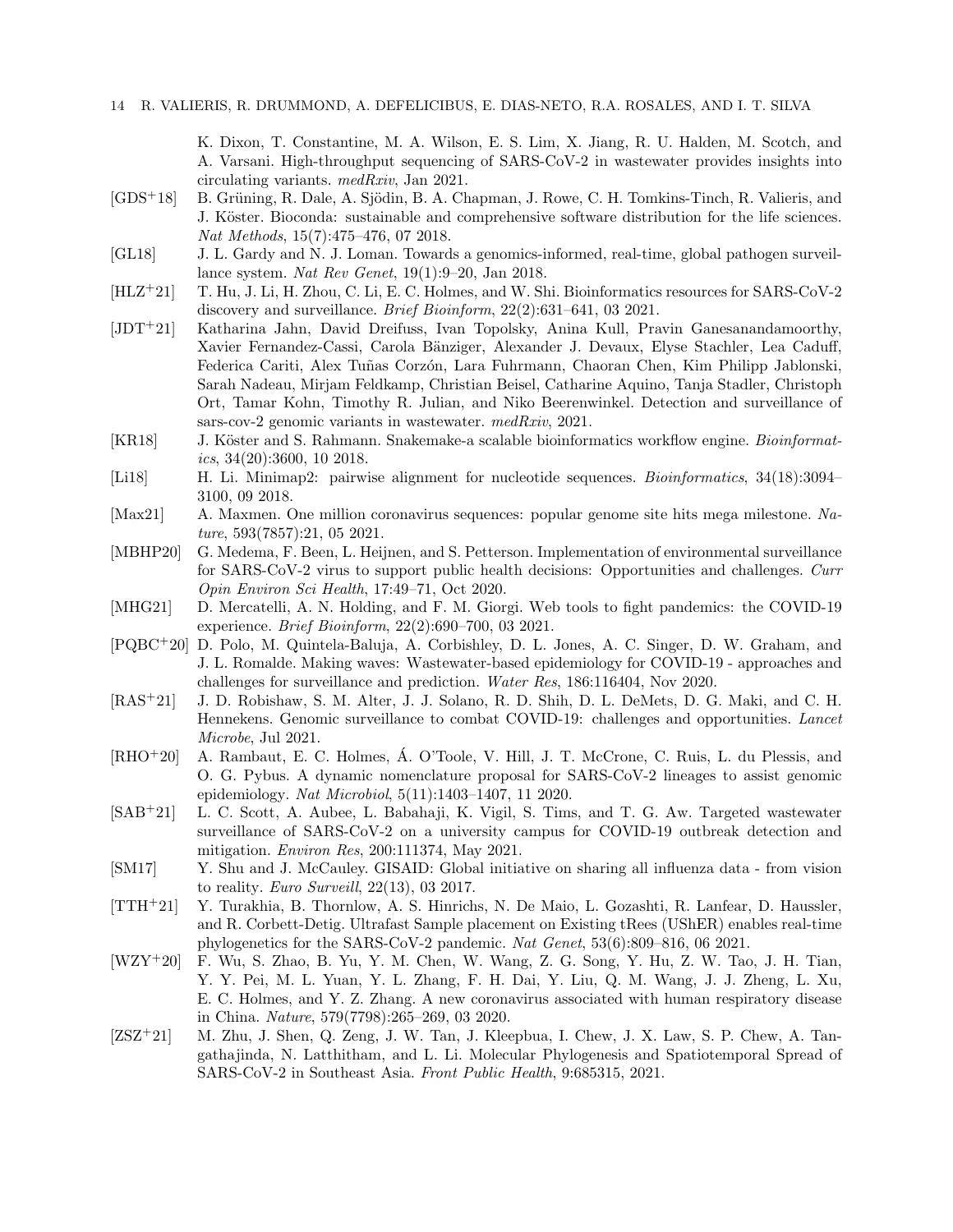K. Dixon, T. Constantine, M. A. Wilson, E. S. Lim, X. Jiang, R. U. Halden, M. Scotch, and A. Varsani. High-throughput sequencing of SARS-CoV-2 in wastewater provides insights into circulating variants. *medRxiv*, Jan 2021.

[GDS+18] B. Grüning, R. Dale, A. Sjödin, B. A. Chapman, J. Rowe, C. H. Tomkins-Tinch, R. Valieris, and J. Köster. Bioconda: sustainable and comprehensive software distribution for the life sciences. *Nat Methods*, 15(7):475–476, 07 2018.

[GL18] J. L. Gardy and N. J. Loman. Towards a genomics-informed, real-time, global pathogen surveillance system. *Nat Rev Genet*, 19(1):9–20, Jan 2018.

[HLZ+21] T. Hu, J. Li, H. Zhou, C. Li, E. C. Holmes, and W. Shi. Bioinformatics resources for SARS-CoV-2 discovery and surveillance. *Brief Bioinform*, 22(2):631–641, 03 2021.

[JDT+21] Katharina Jahn, David Dreifuss, Ivan Topolsky, Anina Kull, Pravin Ganesanandamoorthy, Xavier Fernandez-Cassi, Carola Bänziger, Alexander J. Devaux, Elyse Stachler, Lea Caduff, Federica Cariti, Alex Tuñas Corzón, Lara Fuhrmann, Chaoran Chen, Kim Philipp Jablonski, Sarah Nadeau, Mirjam Feldkamp, Christian Beisel, Catharine Aquino, Tanja Stadler, Christoph Ort, Tamar Kohn, Timothy R. Julian, and Niko Beerenwinkel. Detection and surveillance of sars-cov-2 genomic variants in wastewater. *medRxiv*, 2021.

[KR18] J. Köster and S. Rahmann. Snakemake-a scalable bioinformatics workflow engine. *Bioinformatics*, 34(20):3600, 10 2018.

[Li18] H. Li. Minimap2: pairwise alignment for nucleotide sequences. *Bioinformatics*, 34(18):3094–3100, 09 2018.

[Max21] A. Maxmen. One million coronavirus sequences: popular genome site hits mega milestone. *Nature*, 593(7857):21, 05 2021.

[MBHP20] G. Medema, F. Been, L. Heijnen, and S. Petterson. Implementation of environmental surveillance for SARS-CoV-2 virus to support public health decisions: Opportunities and challenges. *Curr Opin Environ Sci Health*, 17:49–71, Oct 2020.

[MHG21] D. Mercatelli, A. N. Holding, and F. M. Giorgi. Web tools to fight pandemics: the COVID-19 experience. *Brief Bioinform*, 22(2):690–700, 03 2021.

[PQBC+20] D. Polo, M. Quintela-Baluja, A. Corbishley, D. L. Jones, A. C. Singer, D. W. Graham, and J. L. Romalde. Making waves: Wastewater-based epidemiology for COVID-19 - approaches and challenges for surveillance and prediction. *Water Res*, 186:116404, Nov 2020.

[RAS+21] J. D. Robishaw, S. M. Alter, J. J. Solano, R. D. Shih, D. L. DeMets, D. G. Maki, and C. H. Hennekens. Genomic surveillance to combat COVID-19: challenges and opportunities. *Lancet Microbe*, Jul 2021.

[RHO+20] A. Rambaut, E. C. Holmes, Á. O'Toole, V. Hill, J. T. McCrone, C. Ruis, L. du Plessis, and O. G. Pybus. A dynamic nomenclature proposal for SARS-CoV-2 lineages to assist genomic epidemiology. *Nat Microbiol*, 5(11):1403–1407, 11 2020.

[SAB+21] L. C. Scott, A. Aubee, L. Babahaji, K. Vigil, S. Tims, and T. G. Aw. Targeted wastewater surveillance of SARS-CoV-2 on a university campus for COVID-19 outbreak detection and mitigation. *Environ Res*, 200:111374, May 2021.

[SM17] Y. Shu and J. McCauley. GISAID: Global initiative on sharing all influenza data - from vision to reality. *Euro Surveill*, 22(13), 03 2017.

[TTH+21] Y. Turakhia, B. Thornlow, A. S. Hinrichs, N. De Maio, L. Gozashti, R. Lanfear, D. Haussler, and R. Corbett-Detig. Ultrafast Sample placement on Existing tRees (UShER) enables real-time phylogenetics for the SARS-CoV-2 pandemic. *Nat Genet*, 53(6):809–816, 06 2021.

[WZY+20] F. Wu, S. Zhao, B. Yu, Y. M. Chen, W. Wang, Z. G. Song, Y. Hu, Z. W. Tao, J. H. Tian, Y. Y. Pei, M. L. Yuan, Y. L. Zhang, F. H. Dai, Y. Liu, Q. M. Wang, J. J. Zheng, L. Xu, E. C. Holmes, and Y. Z. Zhang. A new coronavirus associated with human respiratory disease in China. *Nature*, 579(7798):265–269, 03 2020.

[ZSZ+21] M. Zhu, J. Shen, Q. Zeng, J. W. Tan, J. Kleepbua, I. Chew, J. X. Law, S. P. Chew, A. Tangathajinda, N. Latthitham, and L. Li. Molecular Phylogenesis and Spatiotemporal Spread of SARS-CoV-2 in Southeast Asia. *Front Public Health*, 9:685315, 2021.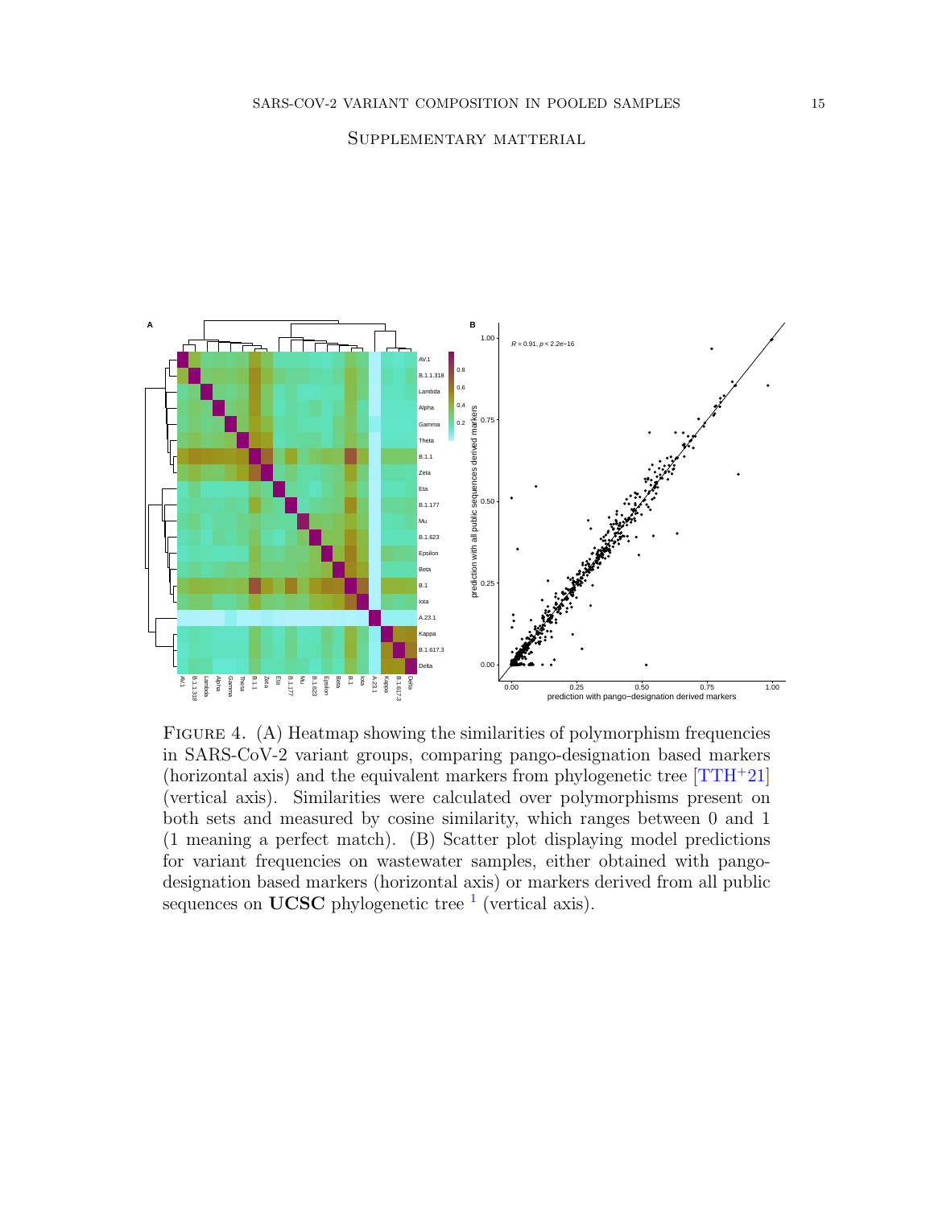## Supplementary matterial

FIGURE 4. (A) Heatmap showing the similarities of polymorphism frequencies in SARS-CoV-2 variant groups, comparing pango-designation based markers (horizontal axis) and the equivalent markers from phylogenetic tree [TTH+21] (vertical axis). Similarities were calculated over polymorphisms present on both sets and measured by cosine similarity, which ranges between 0 and 1 (1 meaning a perfect match). (B) Scatter plot displaying model predictions for variant frequencies on wastewater samples, either obtained with pango-designation based markers (horizontal axis) or markers derived from all public sequences on **UCSC** phylogenetic tree [1] (vertical axis).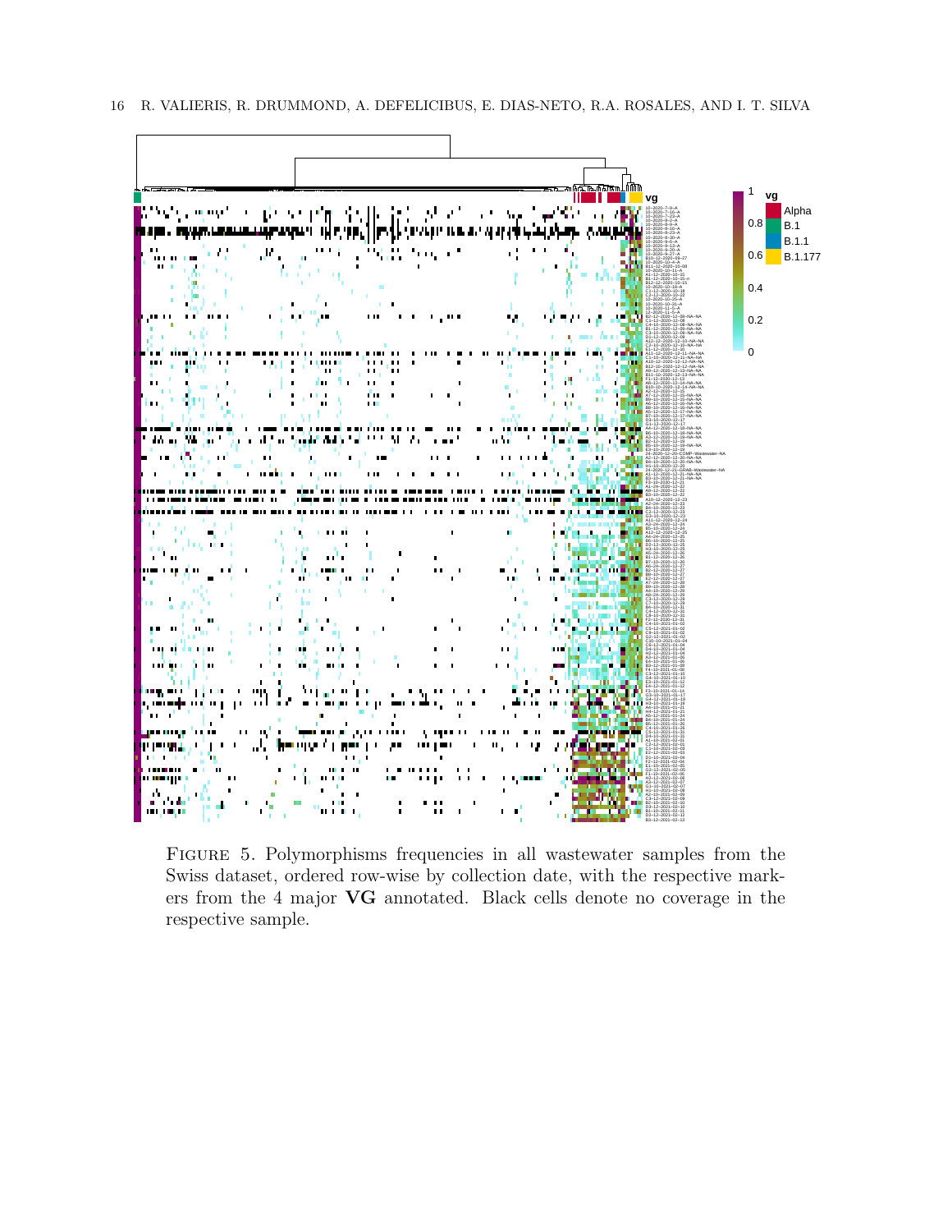Figure 5. Polymorphisms frequencies in all wastewater samples from the Swiss dataset, ordered row-wise by collection date, with the respective markers from the 4 major **VG** annotated. Black cells denote no coverage in the respective sample.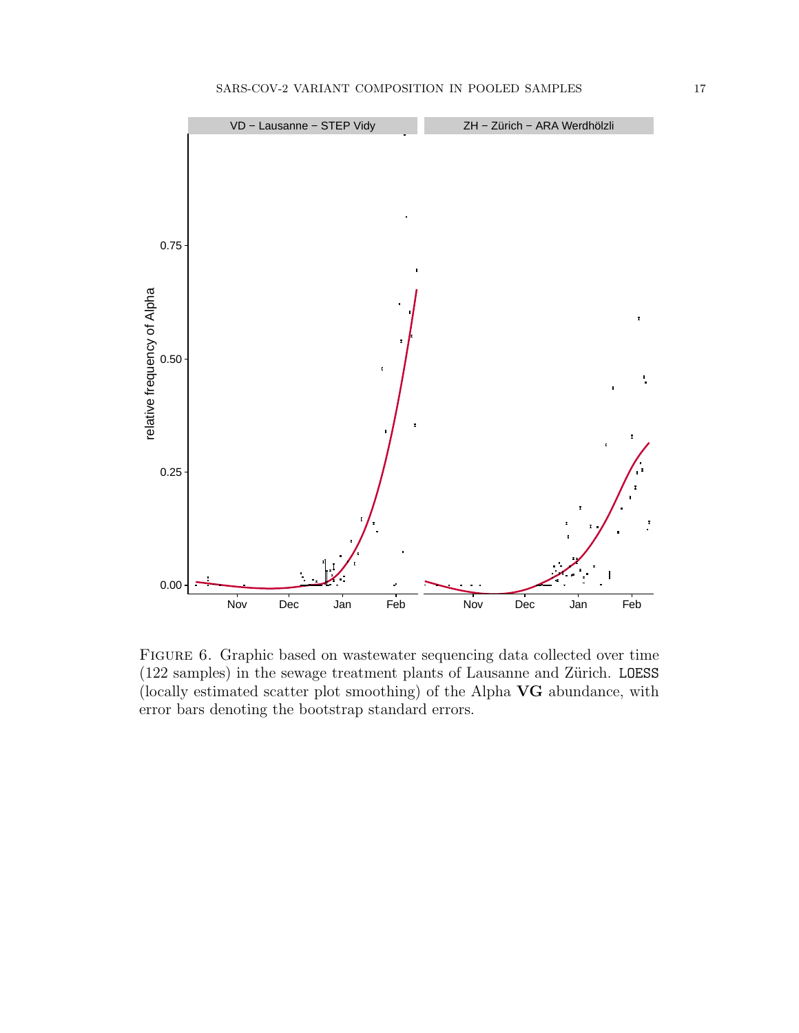Figure 6. Graphic based on wastewater sequencing data collected over time (122 samples) in the sewage treatment plants of Lausanne and Zürich. LOESS (locally estimated scatter plot smoothing) of the Alpha **VG** abundance, with error bars denoting the bootstrap standard errors.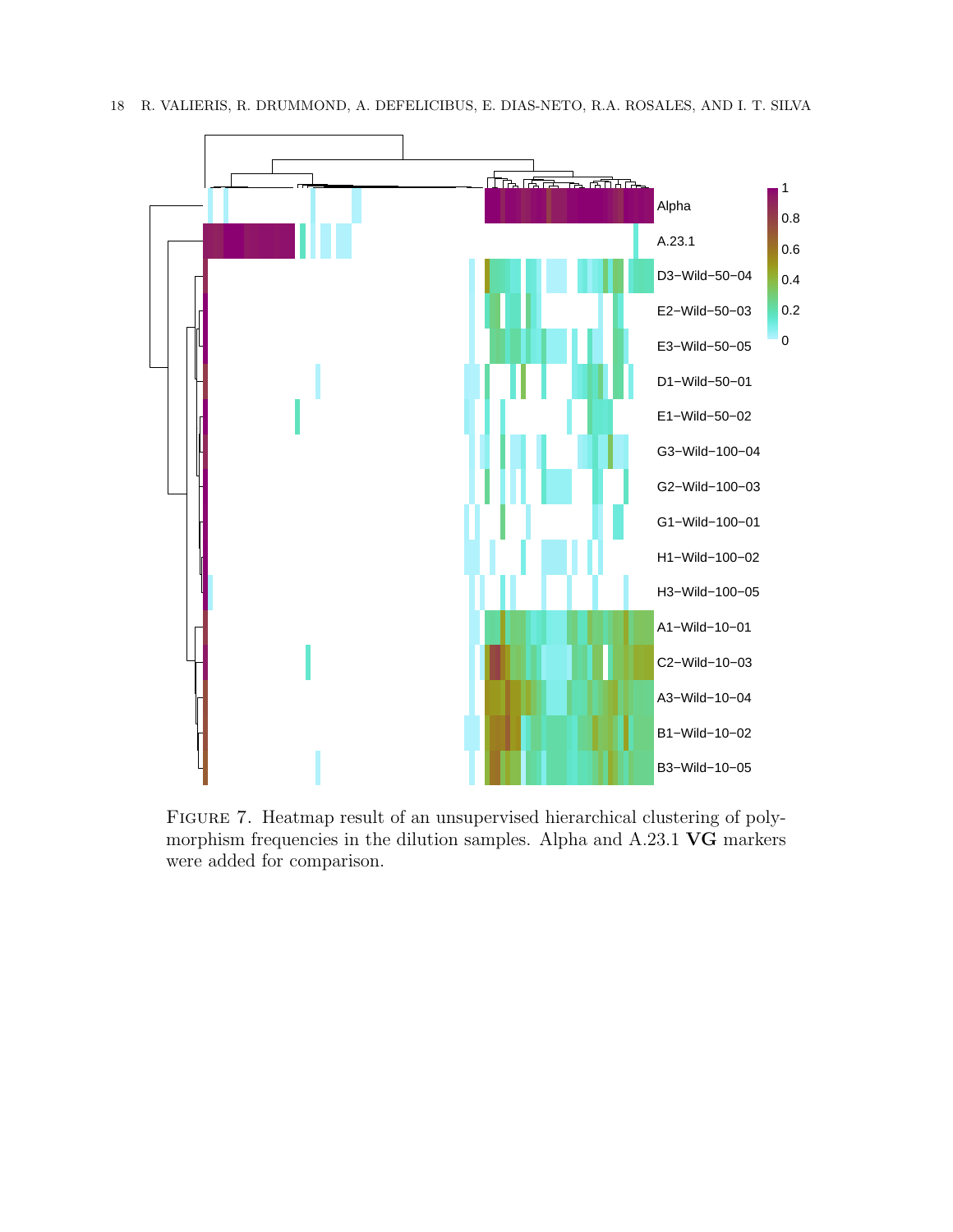FIGURE 7. Heatmap result of an unsupervised hierarchical clustering of polymorphism frequencies in the dilution samples. Alpha and A.23.1 **VG** markers were added for comparison.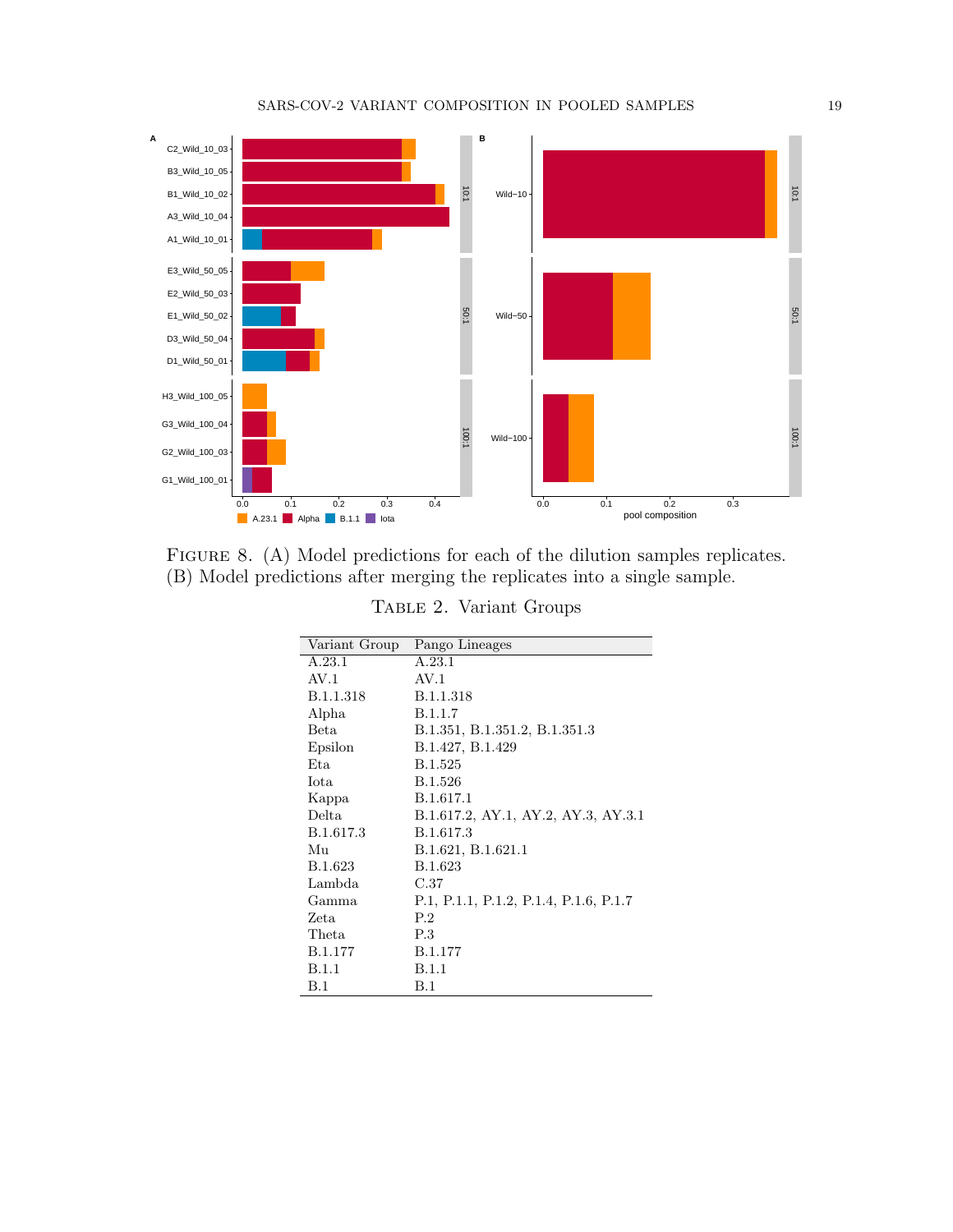A

C2_Wild_10_03
B3_Wild_10_05
B1_Wild_10_02
A3_Wild_10_04
A1_Wild_10_01
E3_Wild_50_05
E2_Wild_50_03
E1_Wild_50_02
D3_Wild_50_04
D1_Wild_50_01
H3_Wild_100_05
G3_Wild_100_04
G2_Wild_100_03
G1_Wild_100_01

10:1
50:1
100:1

0.0 0.1 0.2 0.3 0.4

A.23.1 Alpha B.1.1 Iota

B

Wild−10
Wild−50
Wild−100

10:1
50:1
100:1

0.0 0.1 0.2 0.3

pool composition

Figure 8. (A) Model predictions for each of the dilution samples replicates. (B) Model predictions after merging the replicates into a single sample.

Table 2. Variant Groups

| Variant Group | Pango Lineages |
|---|---|
| A.23.1 | A.23.1 |
| AV.1 | AV.1 |
| B.1.1.318 | B.1.1.318 |
| Alpha | B.1.1.7 |
| Beta | B.1.351, B.1.351.2, B.1.351.3 |
| Epsilon | B.1.427, B.1.429 |
| Eta | B.1.525 |
| Iota | B.1.526 |
| Kappa | B.1.617.1 |
| Delta | B.1.617.2, AY.1, AY.2, AY.3, AY.3.1 |
| B.1.617.3 | B.1.617.3 |
| Mu | B.1.621, B.1.621.1 |
| B.1.623 | B.1.623 |
| Lambda | C.37 |
| Gamma | P.1, P.1.1, P.1.2, P.1.4, P.1.6, P.1.7 |
| Zeta | P.2 |
| Theta | P.3 |
| B.1.177 | B.1.177 |
| B.1.1 | B.1.1 |
| B.1 | B.1 |